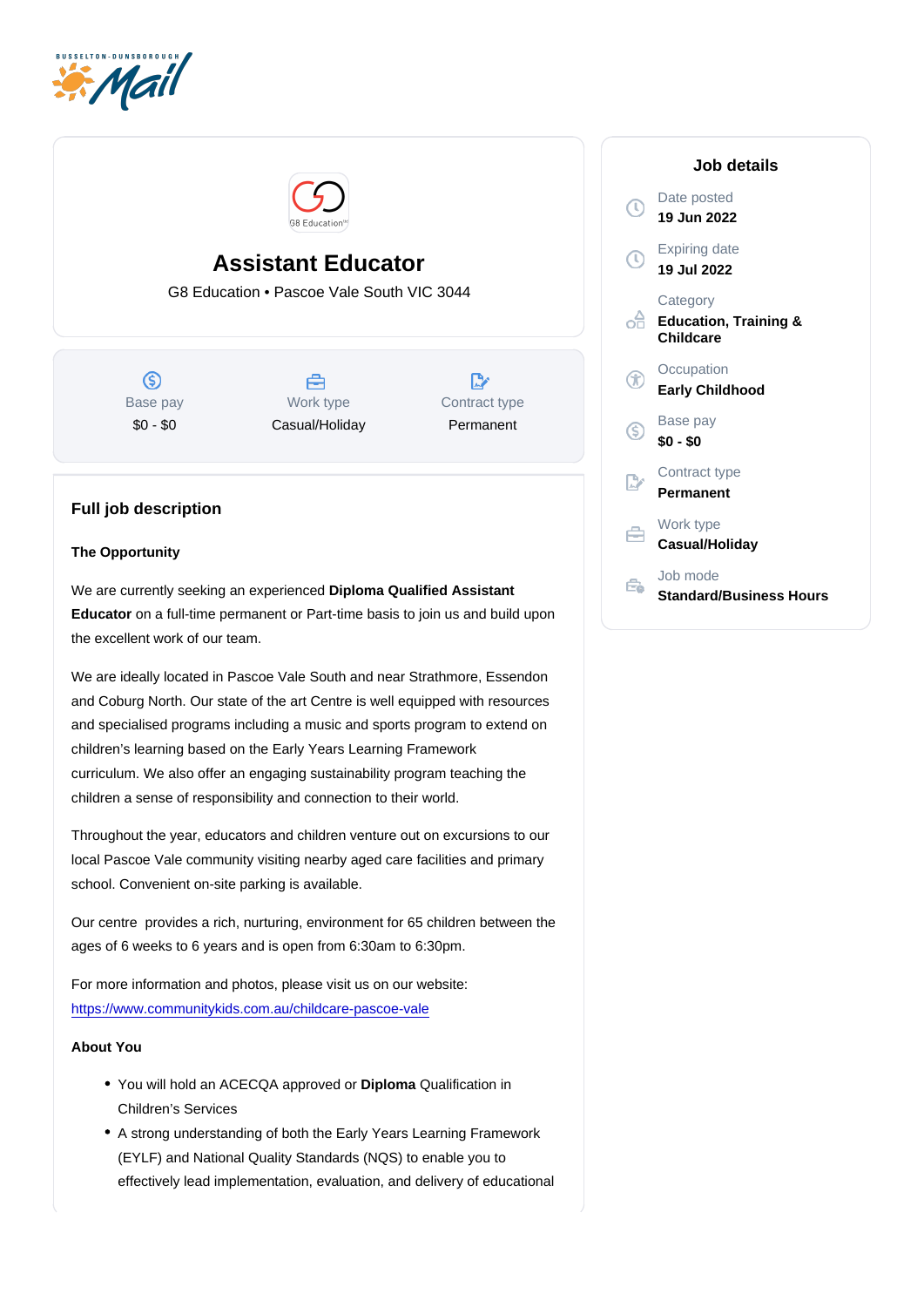# Assistant Educator

G8 Education • Pascoe Vale South VIC 3044

| Base pay | Work type | Contract type |
| --- | --- | --- |
| $0 - $0 | Casual/Holiday | Permanent |

## Job details

Date posted
**19 Jun 2022**

Expiring date
**19 Jul 2022**

Category
**Education, Training & Childcare**

Occupation
**Early Childhood**

Base pay
**$0 - $0**

Contract type
**Permanent**

Work type
**Casual/Holiday**

Job mode
**Standard/Business Hours**

## Full job description

**The Opportunity**

We are currently seeking an experienced **Diploma Qualified Assistant Educator** on a full-time permanent or Part-time basis to join us and build upon the excellent work of our team.

We are ideally located in Pascoe Vale South and near Strathmore, Essendon and Coburg North. Our state of the art Centre is well equipped with resources and specialised programs including a music and sports program to extend on children's learning based on the Early Years Learning Framework curriculum. We also offer an engaging sustainability program teaching the children a sense of responsibility and connection to their world.

Throughout the year, educators and children venture out on excursions to our local Pascoe Vale community visiting nearby aged care facilities and primary school. Convenient on-site parking is available.

Our centre provides a rich, nurturing, environment for 65 children between the ages of 6 weeks to 6 years and is open from 6:30am to 6:30pm.

For more information and photos, please visit us on our website: https://www.communitykids.com.au/childcare-pascoe-vale

**About You**

- You will hold an ACECQA approved or **Diploma** Qualification in Children's Services
- A strong understanding of both the Early Years Learning Framework (EYLF) and National Quality Standards (NQS) to enable you to effectively lead implementation, evaluation, and delivery of educational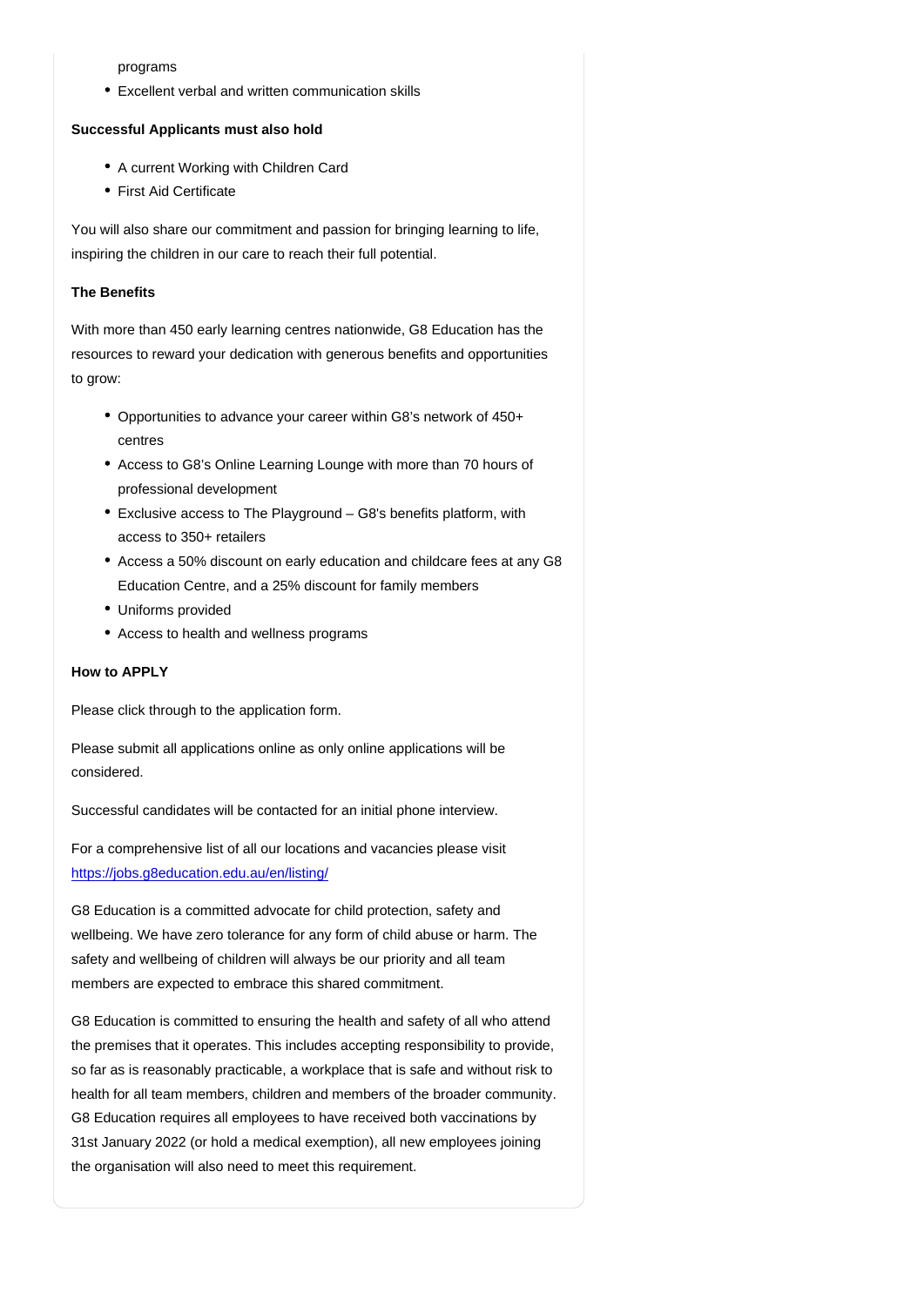programs
- Excellent verbal and written communication skills

**Successful Applicants must also hold**

- A current Working with Children Card
- First Aid Certificate

You will also share our commitment and passion for bringing learning to life, inspiring the children in our care to reach their full potential.

**The Benefits**

With more than 450 early learning centres nationwide, G8 Education has the resources to reward your dedication with generous benefits and opportunities to grow:

- Opportunities to advance your career within G8's network of 450+ centres
- Access to G8's Online Learning Lounge with more than 70 hours of professional development
- Exclusive access to The Playground – G8's benefits platform, with access to 350+ retailers
- Access a 50% discount on early education and childcare fees at any G8 Education Centre, and a 25% discount for family members
- Uniforms provided
- Access to health and wellness programs

**How to APPLY**

Please click through to the application form.

Please submit all applications online as only online applications will be considered.

Successful candidates will be contacted for an initial phone interview.

For a comprehensive list of all our locations and vacancies please visit https://jobs.g8education.edu.au/en/listing/

G8 Education is a committed advocate for child protection, safety and wellbeing. We have zero tolerance for any form of child abuse or harm. The safety and wellbeing of children will always be our priority and all team members are expected to embrace this shared commitment.

G8 Education is committed to ensuring the health and safety of all who attend the premises that it operates. This includes accepting responsibility to provide, so far as is reasonably practicable, a workplace that is safe and without risk to health for all team members, children and members of the broader community. G8 Education requires all employees to have received both vaccinations by 31st January 2022 (or hold a medical exemption), all new employees joining the organisation will also need to meet this requirement.